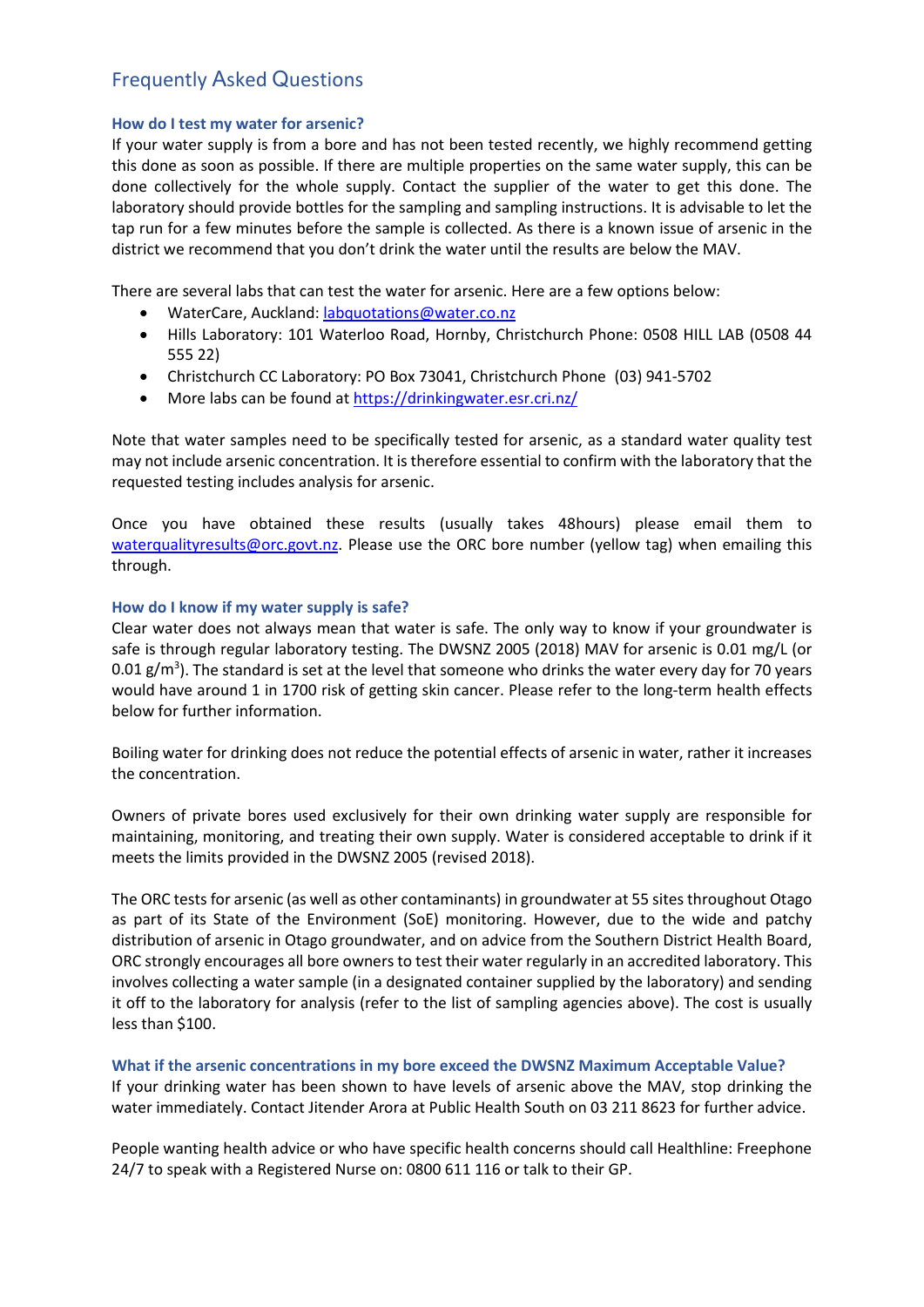## Frequently Asked Questions

### How do I test my water for arsenic?

If your water supply is from a bore and has not been tested recently, we highly recommend getting this done as soon as possible. If there are multiple properties on the same water supply, this can be done collectively for the whole supply. Contact the supplier of the water to get this done. The laboratory should provide bottles for the sampling and sampling instructions. It is advisable to let the tap run for a few minutes before the sample is collected. As there is a known issue of arsenic in the district we recommend that you don't drink the water until the results are below the MAV.

There are several labs that can test the water for arsenic. Here are a few options below:

- WaterCare, Auckland: labquotations@water.co.nz
- Hills Laboratory: 101 Waterloo Road, Hornby, Christchurch Phone: 0508 HILL LAB (0508 44 555 22)
- Christchurch CC Laboratory: PO Box 73041, Christchurch Phone (03) 941-5702
- More labs can be found at https://drinkingwater.esr.cri.nz/

Note that water samples need to be specifically tested for arsenic, as a standard water quality test may not include arsenic concentration. It is therefore essential to confirm with the laboratory that the requested testing includes analysis for arsenic.

Once you have obtained these results (usually takes 48hours) please email them to waterqualityresults@orc.govt.nz. Please use the ORC bore number (yellow tag) when emailing this through.

### How do I know if my water supply is safe?

Clear water does not always mean that water is safe. The only way to know if your groundwater is safe is through regular laboratory testing. The DWSNZ 2005 (2018) MAV for arsenic is 0.01 mg/L (or 0.01 g/m$^3$). The standard is set at the level that someone who drinks the water every day for 70 years would have around 1 in 1700 risk of getting skin cancer. Please refer to the long-term health effects below for further information.

Boiling water for drinking does not reduce the potential effects of arsenic in water, rather it increases the concentration.

Owners of private bores used exclusively for their own drinking water supply are responsible for maintaining, monitoring, and treating their own supply. Water is considered acceptable to drink if it meets the limits provided in the DWSNZ 2005 (revised 2018).

The ORC tests for arsenic (as well as other contaminants) in groundwater at 55 sites throughout Otago as part of its State of the Environment (SoE) monitoring. However, due to the wide and patchy distribution of arsenic in Otago groundwater, and on advice from the Southern District Health Board, ORC strongly encourages all bore owners to test their water regularly in an accredited laboratory. This involves collecting a water sample (in a designated container supplied by the laboratory) and sending it off to the laboratory for analysis (refer to the list of sampling agencies above). The cost is usually less than $100.

### What if the arsenic concentrations in my bore exceed the DWSNZ Maximum Acceptable Value?

If your drinking water has been shown to have levels of arsenic above the MAV, stop drinking the water immediately. Contact Jitender Arora at Public Health South on 03 211 8623 for further advice.

People wanting health advice or who have specific health concerns should call Healthline: Freephone 24/7 to speak with a Registered Nurse on: 0800 611 116 or talk to their GP.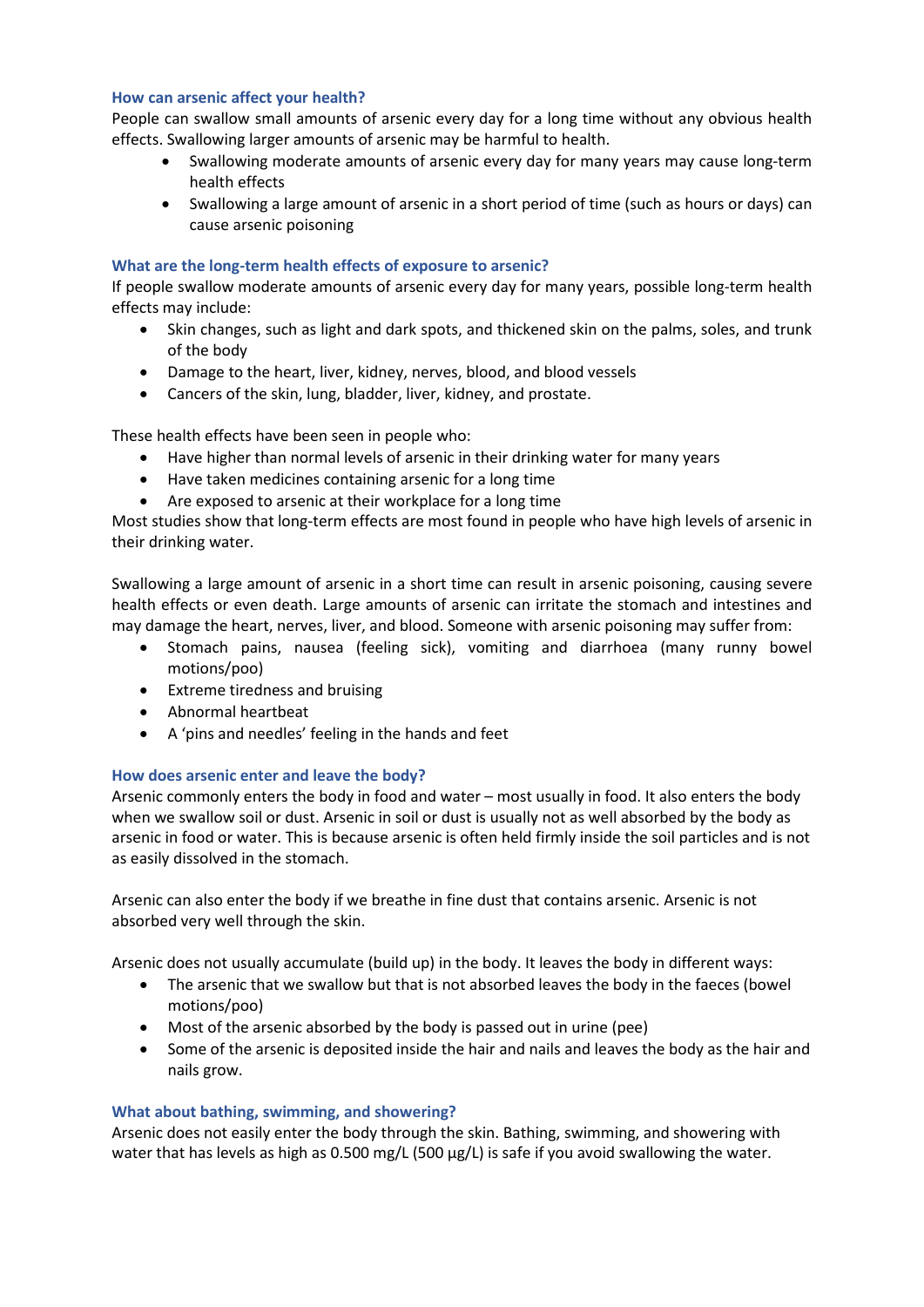### How can arsenic affect your health?

People can swallow small amounts of arsenic every day for a long time without any obvious health effects. Swallowing larger amounts of arsenic may be harmful to health.

- Swallowing moderate amounts of arsenic every day for many years may cause long-term health effects
- Swallowing a large amount of arsenic in a short period of time (such as hours or days) can cause arsenic poisoning

### What are the long-term health effects of exposure to arsenic?

If people swallow moderate amounts of arsenic every day for many years, possible long-term health effects may include:

- Skin changes, such as light and dark spots, and thickened skin on the palms, soles, and trunk of the body
- Damage to the heart, liver, kidney, nerves, blood, and blood vessels
- Cancers of the skin, lung, bladder, liver, kidney, and prostate.

These health effects have been seen in people who:

- Have higher than normal levels of arsenic in their drinking water for many years
- Have taken medicines containing arsenic for a long time
- Are exposed to arsenic at their workplace for a long time

Most studies show that long-term effects are most found in people who have high levels of arsenic in their drinking water.

Swallowing a large amount of arsenic in a short time can result in arsenic poisoning, causing severe health effects or even death. Large amounts of arsenic can irritate the stomach and intestines and may damage the heart, nerves, liver, and blood. Someone with arsenic poisoning may suffer from:

- Stomach pains, nausea (feeling sick), vomiting and diarrhoea (many runny bowel motions/poo)
- Extreme tiredness and bruising
- Abnormal heartbeat
- A 'pins and needles' feeling in the hands and feet

### How does arsenic enter and leave the body?

Arsenic commonly enters the body in food and water – most usually in food. It also enters the body when we swallow soil or dust. Arsenic in soil or dust is usually not as well absorbed by the body as arsenic in food or water. This is because arsenic is often held firmly inside the soil particles and is not as easily dissolved in the stomach.

Arsenic can also enter the body if we breathe in fine dust that contains arsenic. Arsenic is not absorbed very well through the skin.

Arsenic does not usually accumulate (build up) in the body. It leaves the body in different ways:

- The arsenic that we swallow but that is not absorbed leaves the body in the faeces (bowel motions/poo)
- Most of the arsenic absorbed by the body is passed out in urine (pee)
- Some of the arsenic is deposited inside the hair and nails and leaves the body as the hair and nails grow.

### What about bathing, swimming, and showering?

Arsenic does not easily enter the body through the skin. Bathing, swimming, and showering with water that has levels as high as 0.500 mg/L (500 µg/L) is safe if you avoid swallowing the water.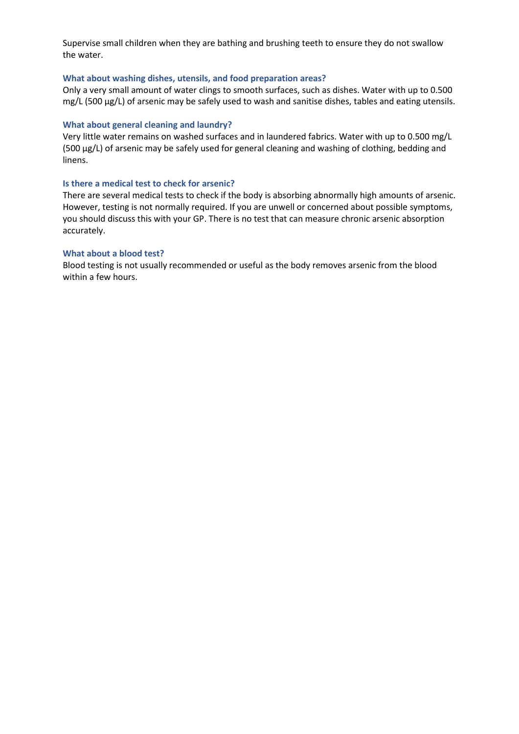Supervise small children when they are bathing and brushing teeth to ensure they do not swallow the water.

### What about washing dishes, utensils, and food preparation areas?

Only a very small amount of water clings to smooth surfaces, such as dishes. Water with up to 0.500 mg/L (500 µg/L) of arsenic may be safely used to wash and sanitise dishes, tables and eating utensils.

### What about general cleaning and laundry?

Very little water remains on washed surfaces and in laundered fabrics. Water with up to 0.500 mg/L (500 µg/L) of arsenic may be safely used for general cleaning and washing of clothing, bedding and linens.

### Is there a medical test to check for arsenic?

There are several medical tests to check if the body is absorbing abnormally high amounts of arsenic. However, testing is not normally required. If you are unwell or concerned about possible symptoms, you should discuss this with your GP. There is no test that can measure chronic arsenic absorption accurately.

### What about a blood test?

Blood testing is not usually recommended or useful as the body removes arsenic from the blood within a few hours.